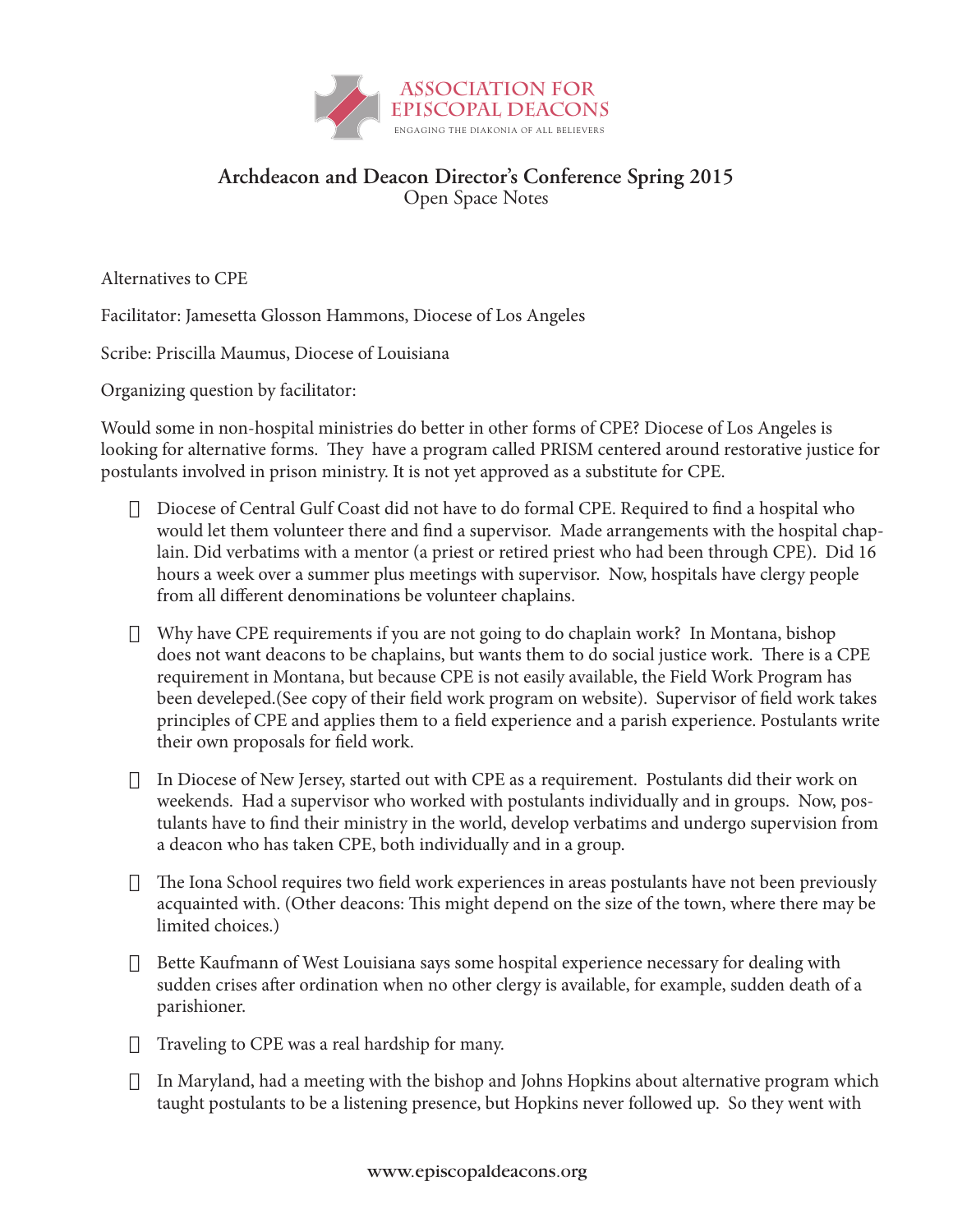ASSOCIATION FOR EPISCOPAL DEACONS

ENGAGING THE DIAKONIA OF ALL BELIEVERS

# Archdeacon and Deacon Director's Conference Spring 2015

Open Space Notes

Alternatives to CPE

Facilitator: Jamesetta Glosson Hammons, Diocese of Los Angeles

Scribe: Priscilla Maumus, Diocese of Louisiana

Organizing question by facilitator:

Would some in non-hospital ministries do better in other forms of CPE? Diocese of Los Angeles is looking for alternative forms. They have a program called PRISM centered around restorative justice for postulants involved in prison ministry. It is not yet approved as a substitute for CPE.

- Diocese of Central Gulf Coast did not have to do formal CPE. Required to find a hospital who would let them volunteer there and find a supervisor. Made arrangements with the hospital chaplain. Did verbatims with a mentor (a priest or retired priest who had been through CPE). Did 16 hours a week over a summer plus meetings with supervisor. Now, hospitals have clergy people from all different denominations be volunteer chaplains.

- Why have CPE requirements if you are not going to do chaplain work? In Montana, bishop does not want deacons to be chaplains, but wants them to do social justice work. There is a CPE requirement in Montana, but because CPE is not easily available, the Field Work Program has been develeped.(See copy of their field work program on website). Supervisor of field work takes principles of CPE and applies them to a field experience and a parish experience. Postulants write their own proposals for field work.

- In Diocese of New Jersey, started out with CPE as a requirement. Postulants did their work on weekends. Had a supervisor who worked with postulants individually and in groups. Now, postulants have to find their ministry in the world, develop verbatims and undergo supervision from a deacon who has taken CPE, both individually and in a group.

- The Iona School requires two field work experiences in areas postulants have not been previously acquainted with. (Other deacons: This might depend on the size of the town, where there may be limited choices.)

- Bette Kaufmann of West Louisiana says some hospital experience necessary for dealing with sudden crises after ordination when no other clergy is available, for example, sudden death of a parishioner.

- Traveling to CPE was a real hardship for many.

- In Maryland, had a meeting with the bishop and Johns Hopkins about alternative program which taught postulants to be a listening presence, but Hopkins never followed up. So they went with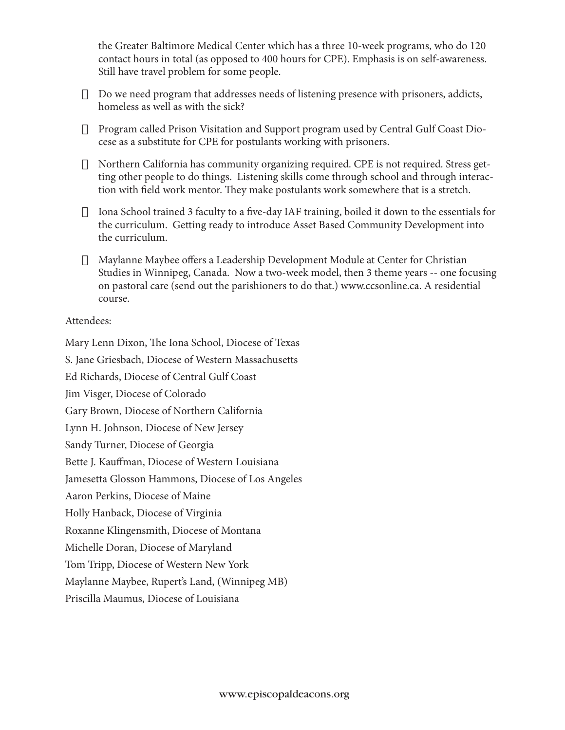the Greater Baltimore Medical Center which has a three 10-week programs, who do 120 contact hours in total (as opposed to 400 hours for CPE). Emphasis is on self-awareness. Still have travel problem for some people.

- Do we need program that addresses needs of listening presence with prisoners, addicts, homeless as well as with the sick?
- Program called Prison Visitation and Support program used by Central Gulf Coast Diocese as a substitute for CPE for postulants working with prisoners.
- Northern California has community organizing required. CPE is not required. Stress getting other people to do things. Listening skills come through school and through interaction with field work mentor. They make postulants work somewhere that is a stretch.
- Iona School trained 3 faculty to a five-day IAF training, boiled it down to the essentials for the curriculum. Getting ready to introduce Asset Based Community Development into the curriculum.
- Maylanne Maybee offers a Leadership Development Module at Center for Christian Studies in Winnipeg, Canada. Now a two-week model, then 3 theme years -- one focusing on pastoral care (send out the parishioners to do that.) www.ccsonline.ca. A residential course.

Attendees:

Mary Lenn Dixon, The Iona School, Diocese of Texas

S. Jane Griesbach, Diocese of Western Massachusetts

Ed Richards, Diocese of Central Gulf Coast

Jim Visger, Diocese of Colorado

Gary Brown, Diocese of Northern California

Lynn H. Johnson, Diocese of New Jersey

Sandy Turner, Diocese of Georgia

Bette J. Kauffman, Diocese of Western Louisiana

Jamesetta Glosson Hammons, Diocese of Los Angeles

Aaron Perkins, Diocese of Maine

Holly Hanback, Diocese of Virginia

Roxanne Klingensmith, Diocese of Montana

Michelle Doran, Diocese of Maryland

Tom Tripp, Diocese of Western New York

Maylanne Maybee, Rupert's Land, (Winnipeg MB)

Priscilla Maumus, Diocese of Louisiana